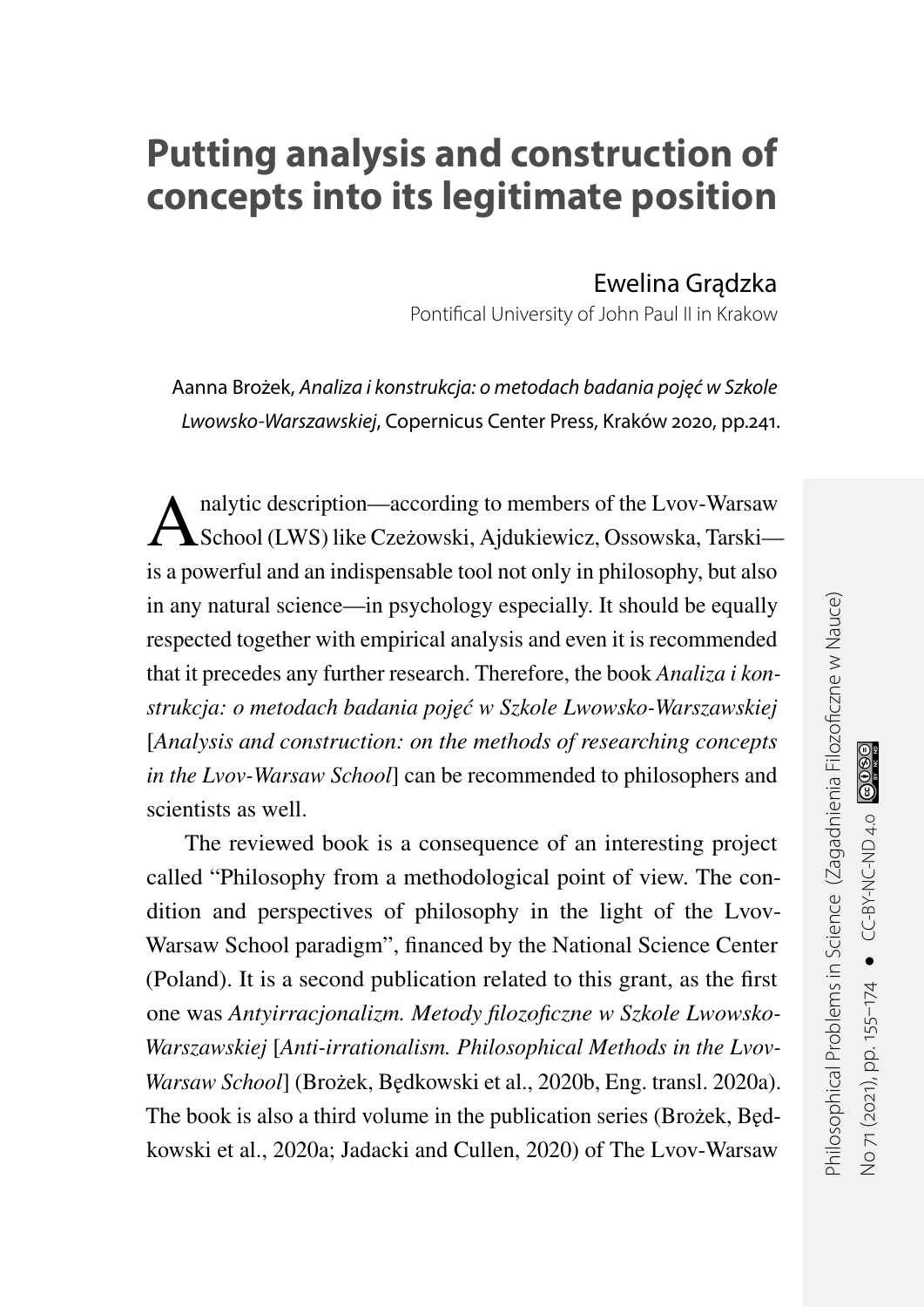# Putting analysis and construction of concepts into its legitimate position

Ewelina Grądzka

Pontifical University of John Paul II in Krakow

Aanna Brożek, *Analiza i konstrukcja: o metodach badania pojęć w Szkole Lwowsko-Warszawskiej*, Copernicus Center Press, Kraków 2020, pp.241.

Analytic description—according to members of the Lvov-Warsaw School (LWS) like Czeżowski, Ajdukiewicz, Ossowska, Tarski—is a powerful and an indispensable tool not only in philosophy, but also in any natural science—in psychology especially. It should be equally respected together with empirical analysis and even it is recommended that it precedes any further research. Therefore, the book *Analiza i konstrukcja: o metodach badania pojęć w Szkole Lwowsko-Warszawskiej* [*Analysis and construction: on the methods of researching concepts in the Lvov-Warsaw School*] can be recommended to philosophers and scientists as well.

The reviewed book is a consequence of an interesting project called "Philosophy from a methodological point of view. The condition and perspectives of philosophy in the light of the Lvov-Warsaw School paradigm", financed by the National Science Center (Poland). It is a second publication related to this grant, as the first one was *Antyirracjonalizm. Metody filozoficzne w Szkole Lwowsko-Warszawskiej* [*Anti-irrationalism. Philosophical Methods in the Lvov-Warsaw School*] (Brożek, Będkowski et al., 2020b, Eng. transl. 2020a). The book is also a third volume in the publication series (Brożek, Będkowski et al., 2020a; Jadacki and Cullen, 2020) of The Lvov-Warsaw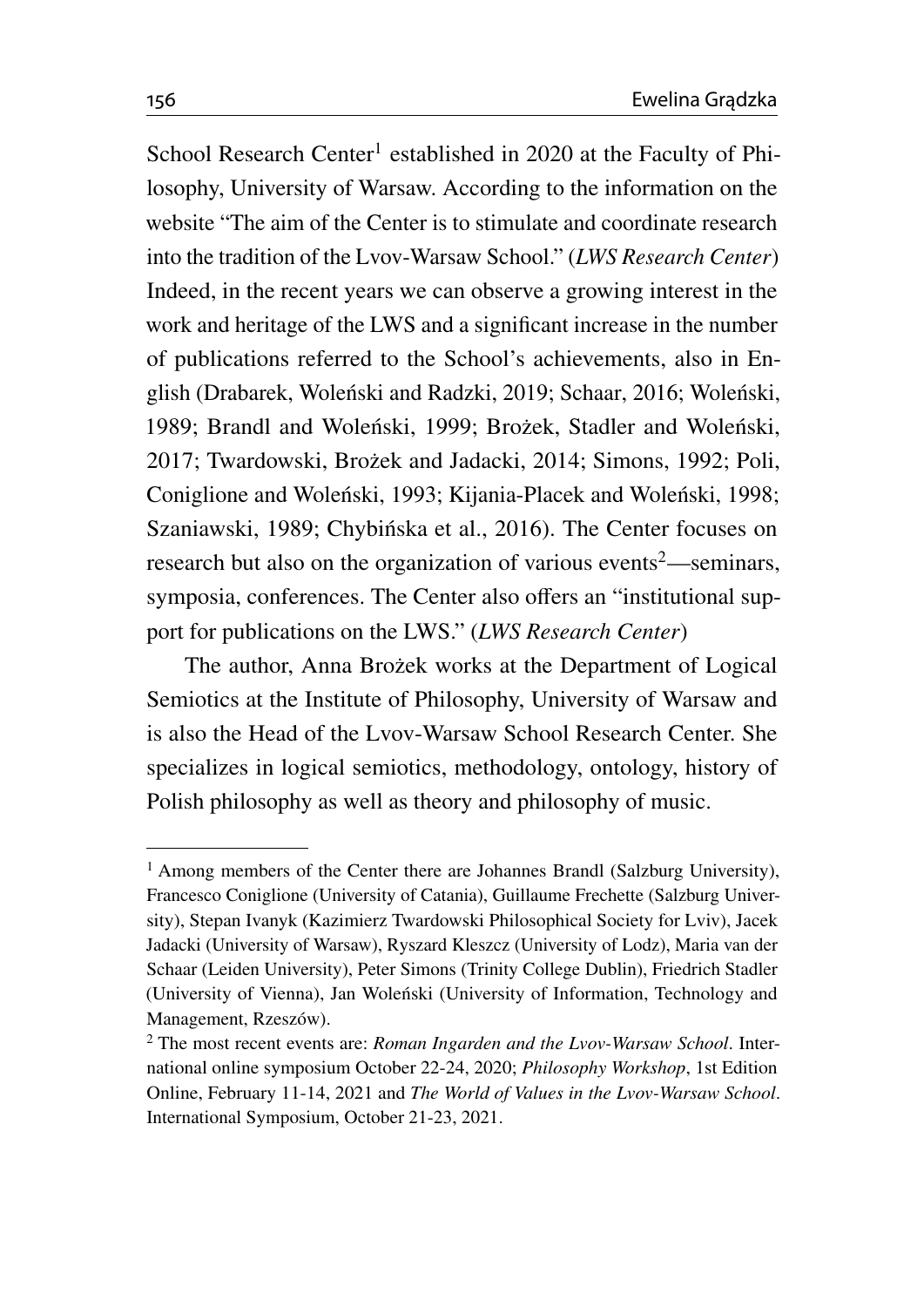School Research Center[1] established in 2020 at the Faculty of Philosophy, University of Warsaw. According to the information on the website "The aim of the Center is to stimulate and coordinate research into the tradition of the Lvov-Warsaw School." (*LWS Research Center*) Indeed, in the recent years we can observe a growing interest in the work and heritage of the LWS and a significant increase in the number of publications referred to the School's achievements, also in English (Drabarek, Woleński and Radzki, 2019; Schaar, 2016; Woleński, 1989; Brandl and Woleński, 1999; Brożek, Stadler and Woleński, 2017; Twardowski, Brożek and Jadacki, 2014; Simons, 1992; Poli, Coniglione and Woleński, 1993; Kijania-Placek and Woleński, 1998; Szaniawski, 1989; Chybińska et al., 2016). The Center focuses on research but also on the organization of various events[2]—seminars, symposia, conferences. The Center also offers an "institutional support for publications on the LWS." (*LWS Research Center*)

The author, Anna Brożek works at the Department of Logical Semiotics at the Institute of Philosophy, University of Warsaw and is also the Head of the Lvov-Warsaw School Research Center. She specializes in logical semiotics, methodology, ontology, history of Polish philosophy as well as theory and philosophy of music.

---

[1] Among members of the Center there are Johannes Brandl (Salzburg University), Francesco Coniglione (University of Catania), Guillaume Frechette (Salzburg University), Stepan Ivanyk (Kazimierz Twardowski Philosophical Society for Lviv), Jacek Jadacki (University of Warsaw), Ryszard Kleszcz (University of Lodz), Maria van der Schaar (Leiden University), Peter Simons (Trinity College Dublin), Friedrich Stadler (University of Vienna), Jan Woleński (University of Information, Technology and Management, Rzeszów).

[2] The most recent events are: *Roman Ingarden and the Lvov-Warsaw School*. International online symposium October 22-24, 2020; *Philosophy Workshop*, 1st Edition Online, February 11-14, 2021 and *The World of Values in the Lvov-Warsaw School*. International Symposium, October 21-23, 2021.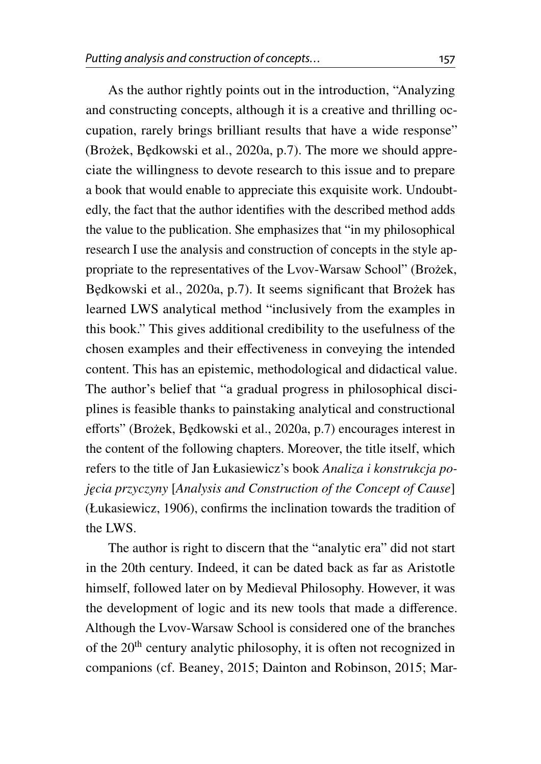As the author rightly points out in the introduction, "Analyzing and constructing concepts, although it is a creative and thrilling occupation, rarely brings brilliant results that have a wide response" (Brożek, Będkowski et al., 2020a, p.7). The more we should appreciate the willingness to devote research to this issue and to prepare a book that would enable to appreciate this exquisite work. Undoubtedly, the fact that the author identifies with the described method adds the value to the publication. She emphasizes that "in my philosophical research I use the analysis and construction of concepts in the style appropriate to the representatives of the Lvov-Warsaw School" (Brożek, Będkowski et al., 2020a, p.7). It seems significant that Brożek has learned LWS analytical method "inclusively from the examples in this book." This gives additional credibility to the usefulness of the chosen examples and their effectiveness in conveying the intended content. This has an epistemic, methodological and didactical value. The author's belief that "a gradual progress in philosophical disciplines is feasible thanks to painstaking analytical and constructional efforts" (Brożek, Będkowski et al., 2020a, p.7) encourages interest in the content of the following chapters. Moreover, the title itself, which refers to the title of Jan Łukasiewicz's book *Analiza i konstrukcja pojęcia przyczyny* [*Analysis and Construction of the Concept of Cause*] (Łukasiewicz, 1906), confirms the inclination towards the tradition of the LWS.

The author is right to discern that the "analytic era" did not start in the 20th century. Indeed, it can be dated back as far as Aristotle himself, followed later on by Medieval Philosophy. However, it was the development of logic and its new tools that made a difference. Although the Lvov-Warsaw School is considered one of the branches of the 20th century analytic philosophy, it is often not recognized in companions (cf. Beaney, 2015; Dainton and Robinson, 2015; Mar-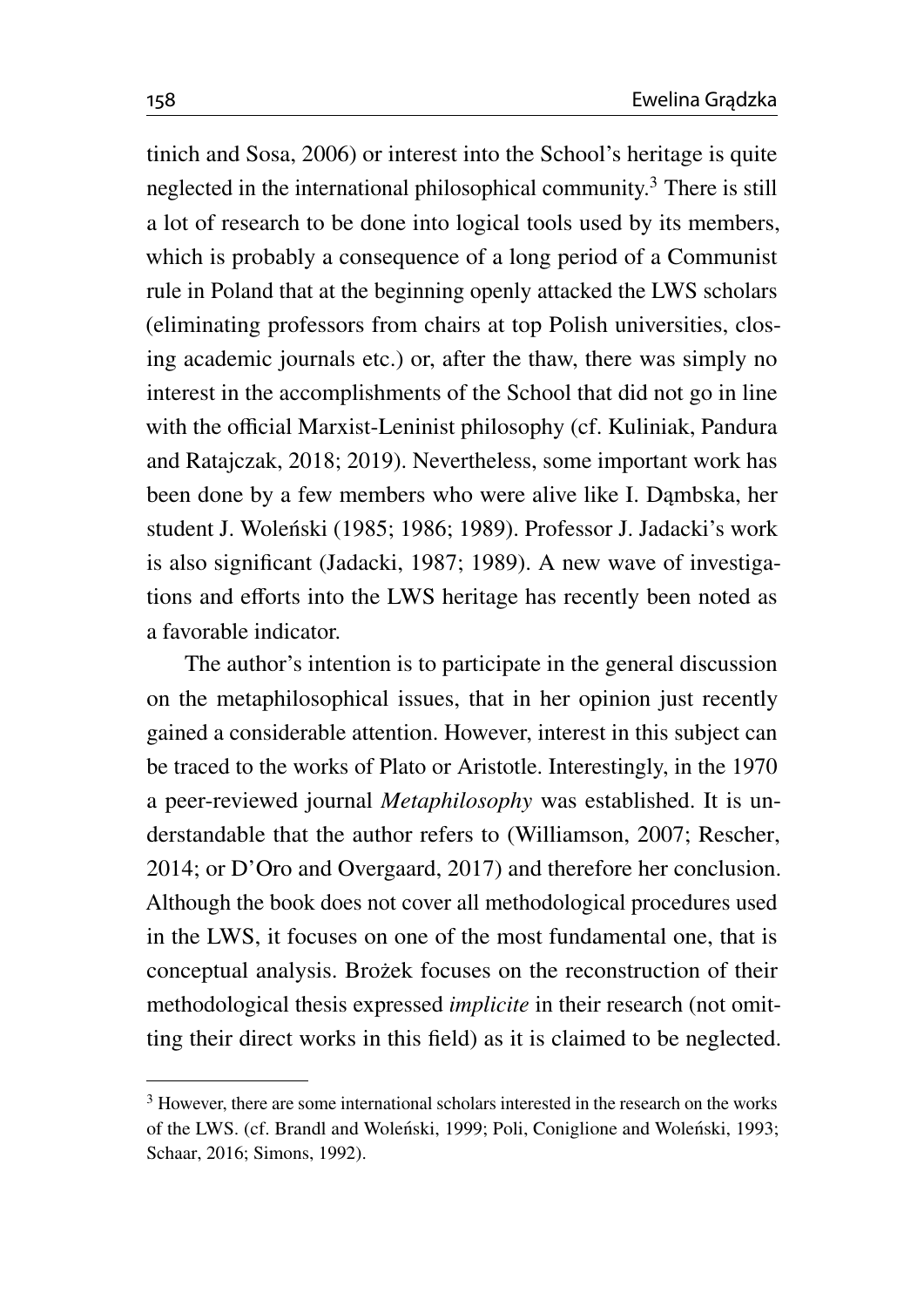tinich and Sosa, 2006) or interest into the School's heritage is quite neglected in the international philosophical community.[3] There is still a lot of research to be done into logical tools used by its members, which is probably a consequence of a long period of a Communist rule in Poland that at the beginning openly attacked the LWS scholars (eliminating professors from chairs at top Polish universities, closing academic journals etc.) or, after the thaw, there was simply no interest in the accomplishments of the School that did not go in line with the official Marxist-Leninist philosophy (cf. Kuliniak, Pandura and Ratajczak, 2018; 2019). Nevertheless, some important work has been done by a few members who were alive like I. Dąmbska, her student J. Woleński (1985; 1986; 1989). Professor J. Jadacki's work is also significant (Jadacki, 1987; 1989). A new wave of investigations and efforts into the LWS heritage has recently been noted as a favorable indicator.

The author's intention is to participate in the general discussion on the metaphilosophical issues, that in her opinion just recently gained a considerable attention. However, interest in this subject can be traced to the works of Plato or Aristotle. Interestingly, in the 1970 a peer-reviewed journal *Metaphilosophy* was established. It is understandable that the author refers to (Williamson, 2007; Rescher, 2014; or D'Oro and Overgaard, 2017) and therefore her conclusion. Although the book does not cover all methodological procedures used in the LWS, it focuses on one of the most fundamental one, that is conceptual analysis. Brożek focuses on the reconstruction of their methodological thesis expressed *implicite* in their research (not omitting their direct works in this field) as it is claimed to be neglected.

---

[3] However, there are some international scholars interested in the research on the works of the LWS. (cf. Brandl and Woleński, 1999; Poli, Coniglione and Woleński, 1993; Schaar, 2016; Simons, 1992).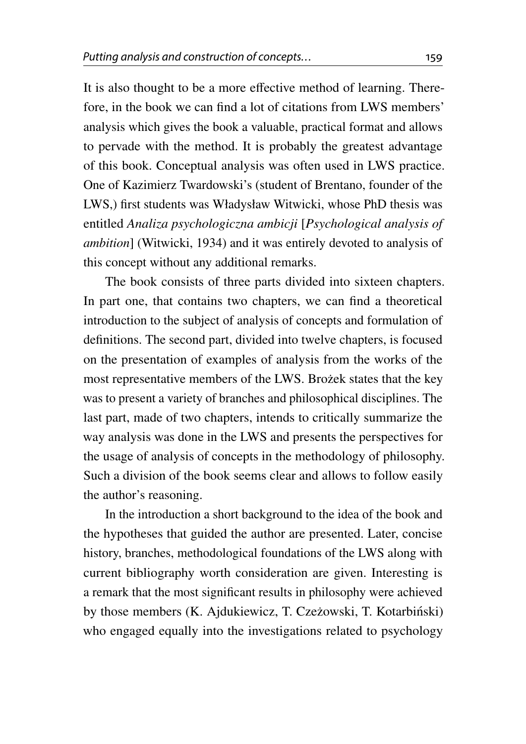It is also thought to be a more effective method of learning. Therefore, in the book we can find a lot of citations from LWS members' analysis which gives the book a valuable, practical format and allows to pervade with the method. It is probably the greatest advantage of this book. Conceptual analysis was often used in LWS practice. One of Kazimierz Twardowski's (student of Brentano, founder of the LWS,) first students was Władysław Witwicki, whose PhD thesis was entitled *Analiza psychologiczna ambicji* [*Psychological analysis of ambition*] (Witwicki, 1934) and it was entirely devoted to analysis of this concept without any additional remarks.

The book consists of three parts divided into sixteen chapters. In part one, that contains two chapters, we can find a theoretical introduction to the subject of analysis of concepts and formulation of definitions. The second part, divided into twelve chapters, is focused on the presentation of examples of analysis from the works of the most representative members of the LWS. Brożek states that the key was to present a variety of branches and philosophical disciplines. The last part, made of two chapters, intends to critically summarize the way analysis was done in the LWS and presents the perspectives for the usage of analysis of concepts in the methodology of philosophy. Such a division of the book seems clear and allows to follow easily the author's reasoning.

In the introduction a short background to the idea of the book and the hypotheses that guided the author are presented. Later, concise history, branches, methodological foundations of the LWS along with current bibliography worth consideration are given. Interesting is a remark that the most significant results in philosophy were achieved by those members (K. Ajdukiewicz, T. Czeżowski, T. Kotarbiński) who engaged equally into the investigations related to psychology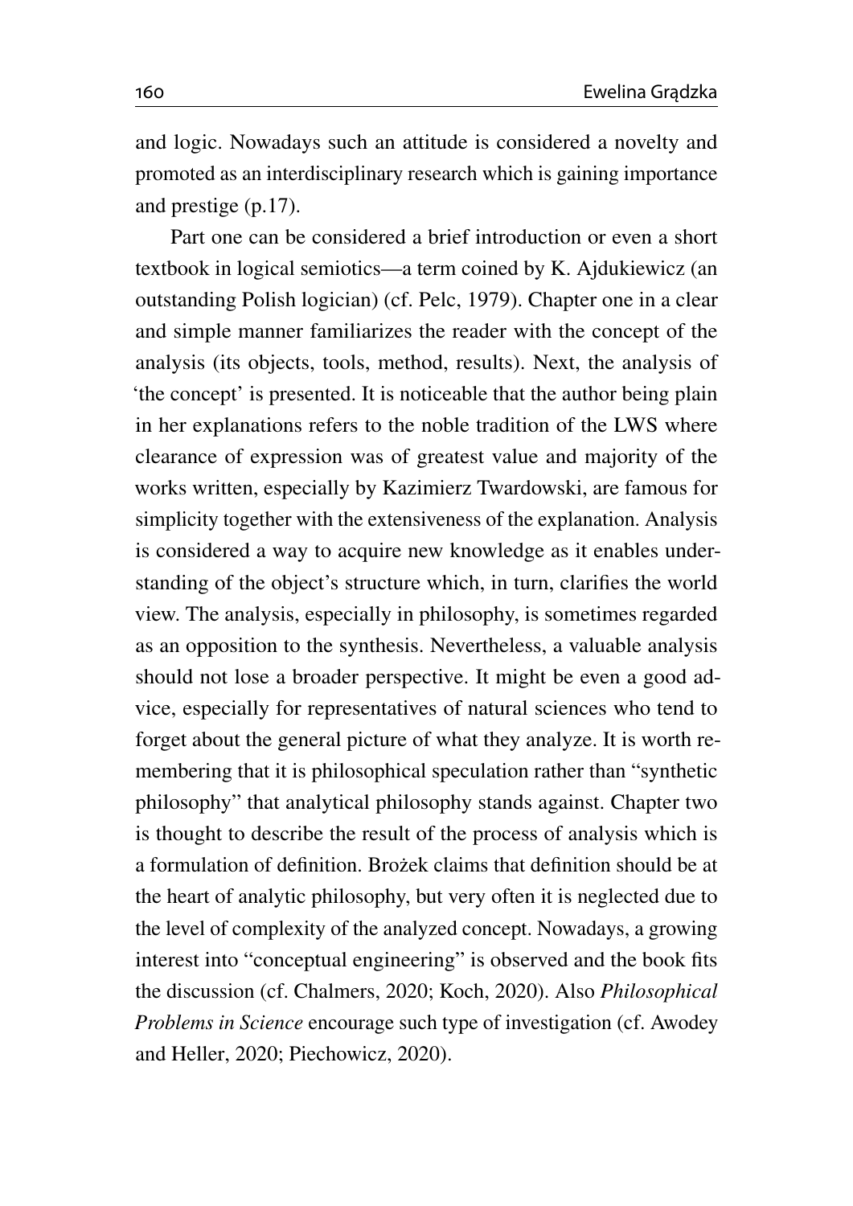and logic. Nowadays such an attitude is considered a novelty and promoted as an interdisciplinary research which is gaining importance and prestige (p.17).

Part one can be considered a brief introduction or even a short textbook in logical semiotics—a term coined by K. Ajdukiewicz (an outstanding Polish logician) (cf. Pelc, 1979). Chapter one in a clear and simple manner familiarizes the reader with the concept of the analysis (its objects, tools, method, results). Next, the analysis of 'the concept' is presented. It is noticeable that the author being plain in her explanations refers to the noble tradition of the LWS where clearance of expression was of greatest value and majority of the works written, especially by Kazimierz Twardowski, are famous for simplicity together with the extensiveness of the explanation. Analysis is considered a way to acquire new knowledge as it enables understanding of the object's structure which, in turn, clarifies the world view. The analysis, especially in philosophy, is sometimes regarded as an opposition to the synthesis. Nevertheless, a valuable analysis should not lose a broader perspective. It might be even a good advice, especially for representatives of natural sciences who tend to forget about the general picture of what they analyze. It is worth remembering that it is philosophical speculation rather than "synthetic philosophy" that analytical philosophy stands against. Chapter two is thought to describe the result of the process of analysis which is a formulation of definition. Brożek claims that definition should be at the heart of analytic philosophy, but very often it is neglected due to the level of complexity of the analyzed concept. Nowadays, a growing interest into "conceptual engineering" is observed and the book fits the discussion (cf. Chalmers, 2020; Koch, 2020). Also *Philosophical Problems in Science* encourage such type of investigation (cf. Awodey and Heller, 2020; Piechowicz, 2020).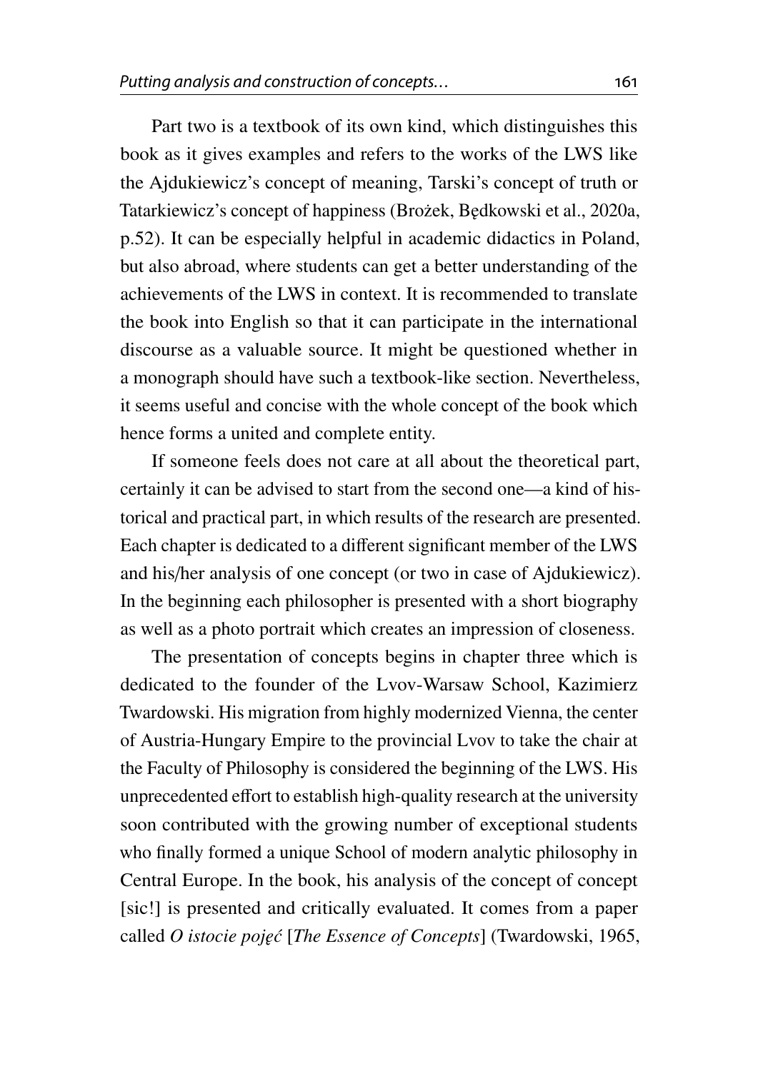Part two is a textbook of its own kind, which distinguishes this book as it gives examples and refers to the works of the LWS like the Ajdukiewicz's concept of meaning, Tarski's concept of truth or Tatarkiewicz's concept of happiness (Brożek, Będkowski et al., 2020a, p.52). It can be especially helpful in academic didactics in Poland, but also abroad, where students can get a better understanding of the achievements of the LWS in context. It is recommended to translate the book into English so that it can participate in the international discourse as a valuable source. It might be questioned whether in a monograph should have such a textbook-like section. Nevertheless, it seems useful and concise with the whole concept of the book which hence forms a united and complete entity.

If someone feels does not care at all about the theoretical part, certainly it can be advised to start from the second one—a kind of historical and practical part, in which results of the research are presented. Each chapter is dedicated to a different significant member of the LWS and his/her analysis of one concept (or two in case of Ajdukiewicz). In the beginning each philosopher is presented with a short biography as well as a photo portrait which creates an impression of closeness.

The presentation of concepts begins in chapter three which is dedicated to the founder of the Lvov-Warsaw School, Kazimierz Twardowski. His migration from highly modernized Vienna, the center of Austria-Hungary Empire to the provincial Lvov to take the chair at the Faculty of Philosophy is considered the beginning of the LWS. His unprecedented effort to establish high-quality research at the university soon contributed with the growing number of exceptional students who finally formed a unique School of modern analytic philosophy in Central Europe. In the book, his analysis of the concept of concept [sic!] is presented and critically evaluated. It comes from a paper called *O istocie pojęć* [*The Essence of Concepts*] (Twardowski, 1965,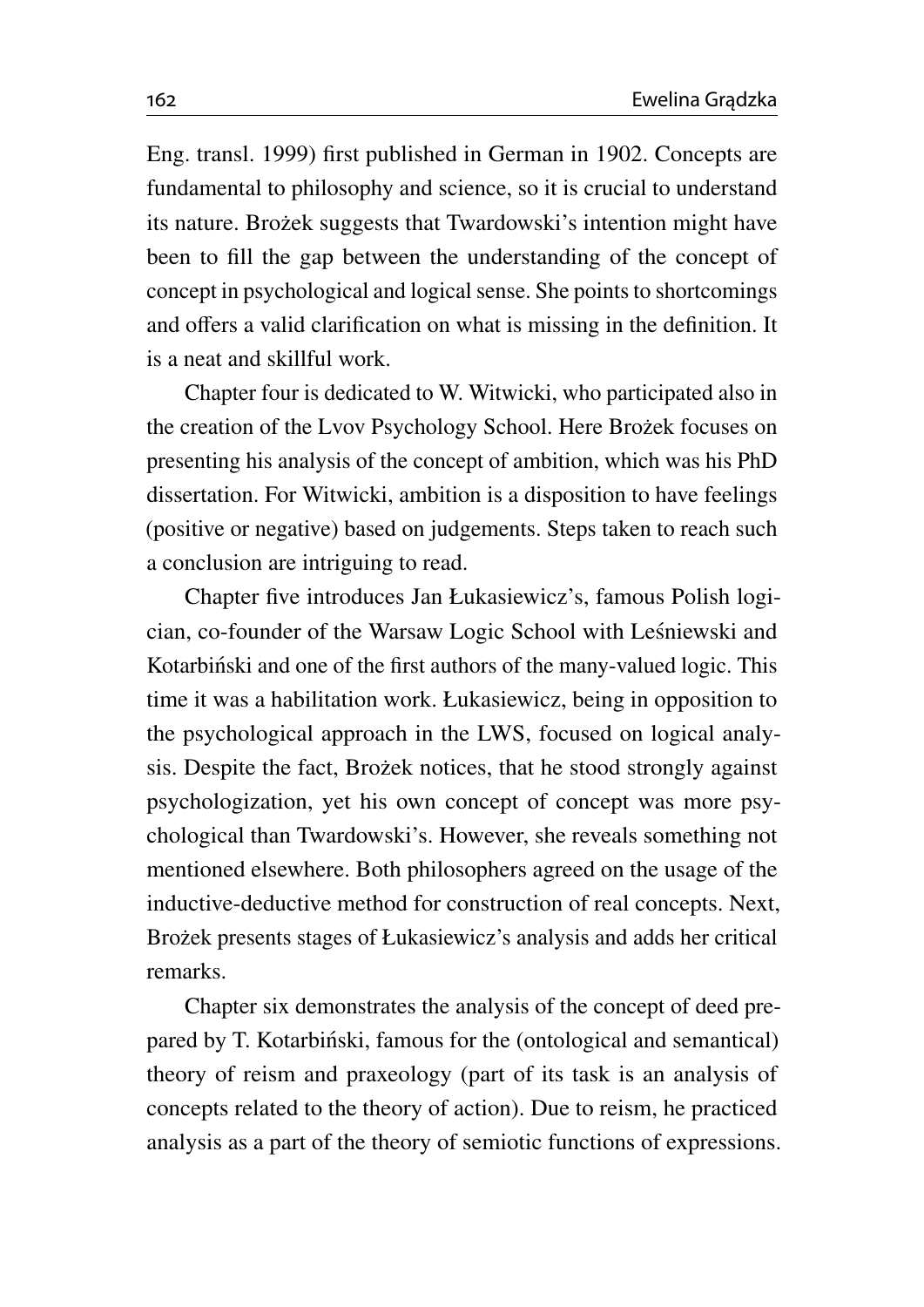Eng. transl. 1999) first published in German in 1902. Concepts are fundamental to philosophy and science, so it is crucial to understand its nature. Brożek suggests that Twardowski's intention might have been to fill the gap between the understanding of the concept of concept in psychological and logical sense. She points to shortcomings and offers a valid clarification on what is missing in the definition. It is a neat and skillful work.

Chapter four is dedicated to W. Witwicki, who participated also in the creation of the Lvov Psychology School. Here Brożek focuses on presenting his analysis of the concept of ambition, which was his PhD dissertation. For Witwicki, ambition is a disposition to have feelings (positive or negative) based on judgements. Steps taken to reach such a conclusion are intriguing to read.

Chapter five introduces Jan Łukasiewicz's, famous Polish logician, co-founder of the Warsaw Logic School with Leśniewski and Kotarbiński and one of the first authors of the many-valued logic. This time it was a habilitation work. Łukasiewicz, being in opposition to the psychological approach in the LWS, focused on logical analysis. Despite the fact, Brożek notices, that he stood strongly against psychologization, yet his own concept of concept was more psychological than Twardowski's. However, she reveals something not mentioned elsewhere. Both philosophers agreed on the usage of the inductive-deductive method for construction of real concepts. Next, Brożek presents stages of Łukasiewicz's analysis and adds her critical remarks.

Chapter six demonstrates the analysis of the concept of deed prepared by T. Kotarbiński, famous for the (ontological and semantical) theory of reism and praxeology (part of its task is an analysis of concepts related to the theory of action). Due to reism, he practiced analysis as a part of the theory of semiotic functions of expressions.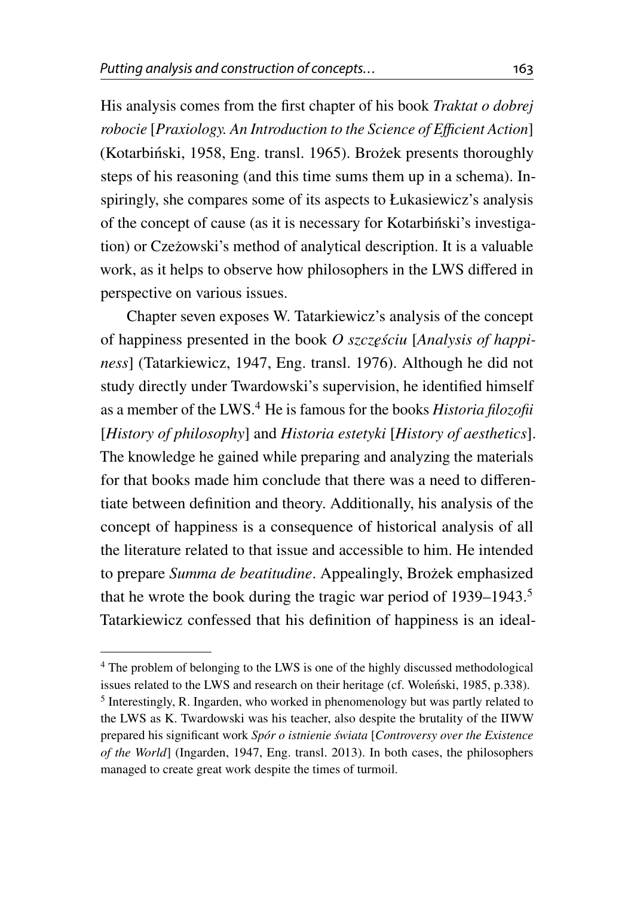His analysis comes from the first chapter of his book *Traktat o dobrej robocie* [*Praxiology. An Introduction to the Science of Efficient Action*] (Kotarbiński, 1958, Eng. transl. 1965). Brożek presents thoroughly steps of his reasoning (and this time sums them up in a schema). Inspiringly, she compares some of its aspects to Łukasiewicz's analysis of the concept of cause (as it is necessary for Kotarbiński's investigation) or Czeżowski's method of analytical description. It is a valuable work, as it helps to observe how philosophers in the LWS differed in perspective on various issues.

Chapter seven exposes W. Tatarkiewicz's analysis of the concept of happiness presented in the book *O szczęściu* [*Analysis of happiness*] (Tatarkiewicz, 1947, Eng. transl. 1976). Although he did not study directly under Twardowski's supervision, he identified himself as a member of the LWS.[4] He is famous for the books *Historia filozofii* [*History of philosophy*] and *Historia estetyki* [*History of aesthetics*]. The knowledge he gained while preparing and analyzing the materials for that books made him conclude that there was a need to differentiate between definition and theory. Additionally, his analysis of the concept of happiness is a consequence of historical analysis of all the literature related to that issue and accessible to him. He intended to prepare *Summa de beatitudine*. Appealingly, Brożek emphasized that he wrote the book during the tragic war period of 1939–1943.[5] Tatarkiewicz confessed that his definition of happiness is an ideal-

---

[4] The problem of belonging to the LWS is one of the highly discussed methodological issues related to the LWS and research on their heritage (cf. Woleński, 1985, p.338).

[5] Interestingly, R. Ingarden, who worked in phenomenology but was partly related to the LWS as K. Twardowski was his teacher, also despite the brutality of the IIWW prepared his significant work *Spór o istnienie świata* [*Controversy over the Existence of the World*] (Ingarden, 1947, Eng. transl. 2013). In both cases, the philosophers managed to create great work despite the times of turmoil.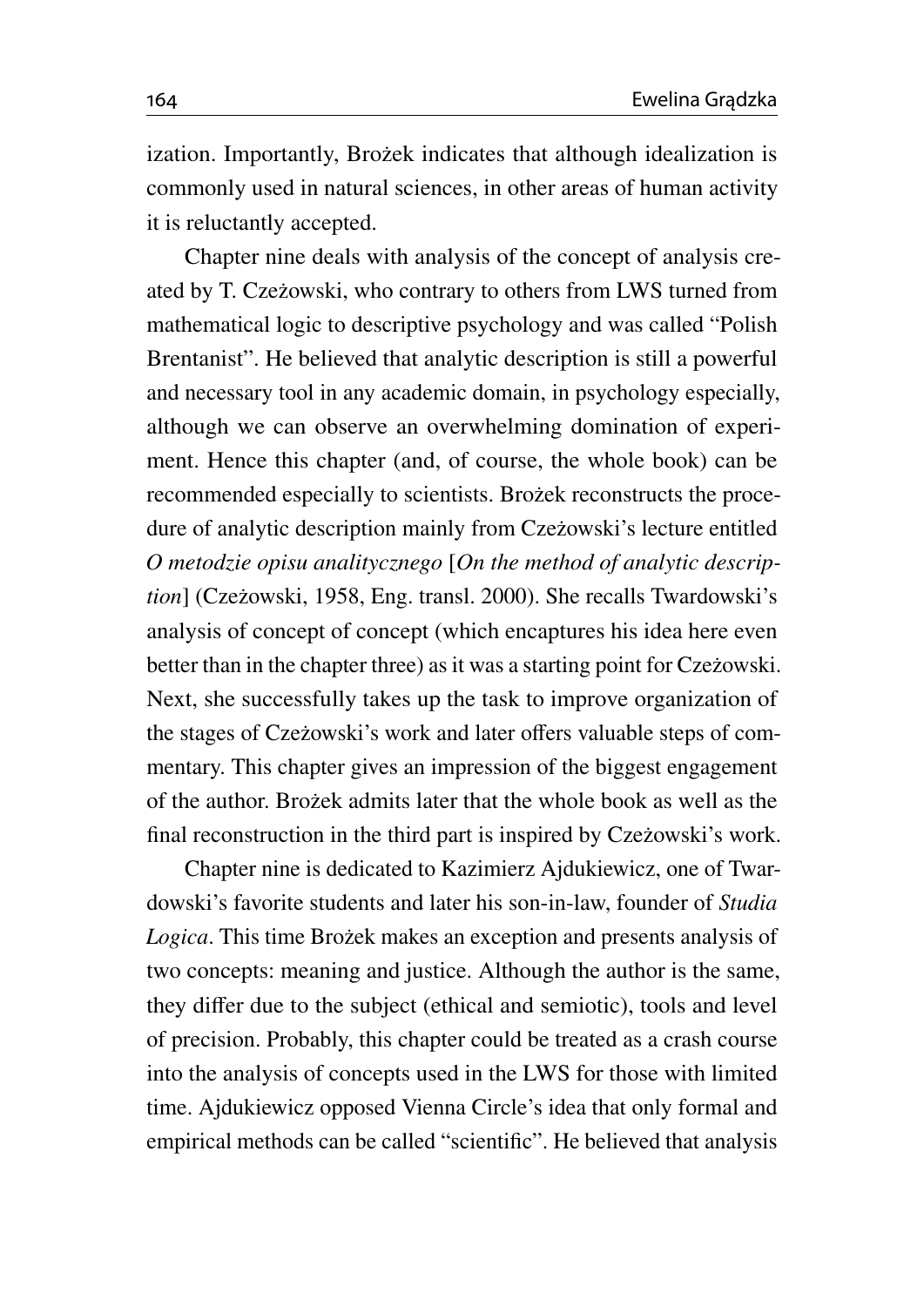ization. Importantly, Brożek indicates that although idealization is commonly used in natural sciences, in other areas of human activity it is reluctantly accepted.

Chapter nine deals with analysis of the concept of analysis created by T. Czeżowski, who contrary to others from LWS turned from mathematical logic to descriptive psychology and was called "Polish Brentanist". He believed that analytic description is still a powerful and necessary tool in any academic domain, in psychology especially, although we can observe an overwhelming domination of experiment. Hence this chapter (and, of course, the whole book) can be recommended especially to scientists. Brożek reconstructs the procedure of analytic description mainly from Czeżowski's lecture entitled *O metodzie opisu analitycznego* [*On the method of analytic description*] (Czeżowski, 1958, Eng. transl. 2000). She recalls Twardowski's analysis of concept of concept (which encaptures his idea here even better than in the chapter three) as it was a starting point for Czeżowski. Next, she successfully takes up the task to improve organization of the stages of Czeżowski's work and later offers valuable steps of commentary. This chapter gives an impression of the biggest engagement of the author. Brożek admits later that the whole book as well as the final reconstruction in the third part is inspired by Czeżowski's work.

Chapter nine is dedicated to Kazimierz Ajdukiewicz, one of Twardowski's favorite students and later his son-in-law, founder of *Studia Logica*. This time Brożek makes an exception and presents analysis of two concepts: meaning and justice. Although the author is the same, they differ due to the subject (ethical and semiotic), tools and level of precision. Probably, this chapter could be treated as a crash course into the analysis of concepts used in the LWS for those with limited time. Ajdukiewicz opposed Vienna Circle's idea that only formal and empirical methods can be called "scientific". He believed that analysis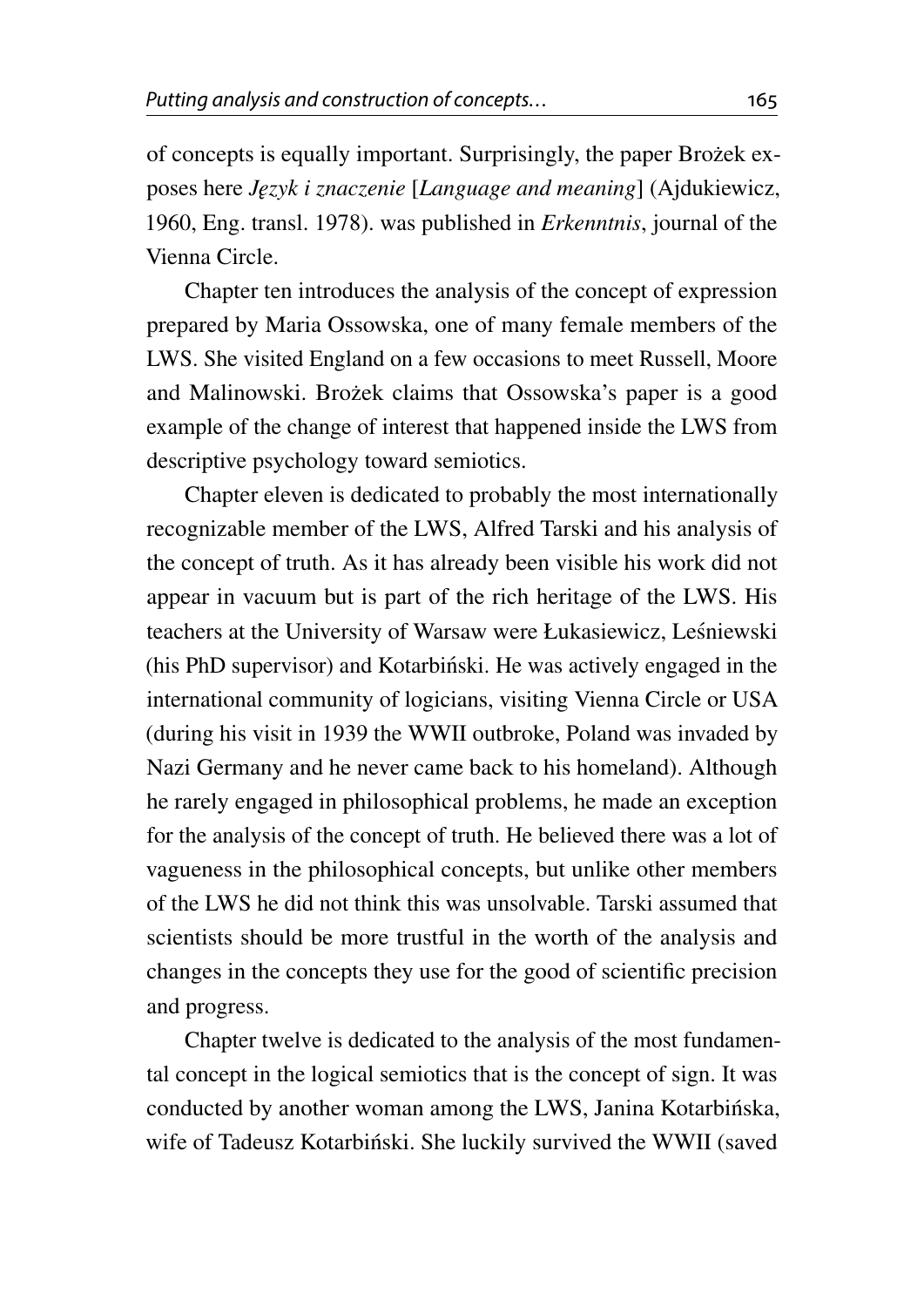of concepts is equally important. Surprisingly, the paper Brożek exposes here *Język i znaczenie* [*Language and meaning*] (Ajdukiewicz, 1960, Eng. transl. 1978). was published in *Erkenntnis*, journal of the Vienna Circle.

Chapter ten introduces the analysis of the concept of expression prepared by Maria Ossowska, one of many female members of the LWS. She visited England on a few occasions to meet Russell, Moore and Malinowski. Brożek claims that Ossowska's paper is a good example of the change of interest that happened inside the LWS from descriptive psychology toward semiotics.

Chapter eleven is dedicated to probably the most internationally recognizable member of the LWS, Alfred Tarski and his analysis of the concept of truth. As it has already been visible his work did not appear in vacuum but is part of the rich heritage of the LWS. His teachers at the University of Warsaw were Łukasiewicz, Leśniewski (his PhD supervisor) and Kotarbiński. He was actively engaged in the international community of logicians, visiting Vienna Circle or USA (during his visit in 1939 the WWII outbroke, Poland was invaded by Nazi Germany and he never came back to his homeland). Although he rarely engaged in philosophical problems, he made an exception for the analysis of the concept of truth. He believed there was a lot of vagueness in the philosophical concepts, but unlike other members of the LWS he did not think this was unsolvable. Tarski assumed that scientists should be more trustful in the worth of the analysis and changes in the concepts they use for the good of scientific precision and progress.

Chapter twelve is dedicated to the analysis of the most fundamental concept in the logical semiotics that is the concept of sign. It was conducted by another woman among the LWS, Janina Kotarbińska, wife of Tadeusz Kotarbiński. She luckily survived the WWII (saved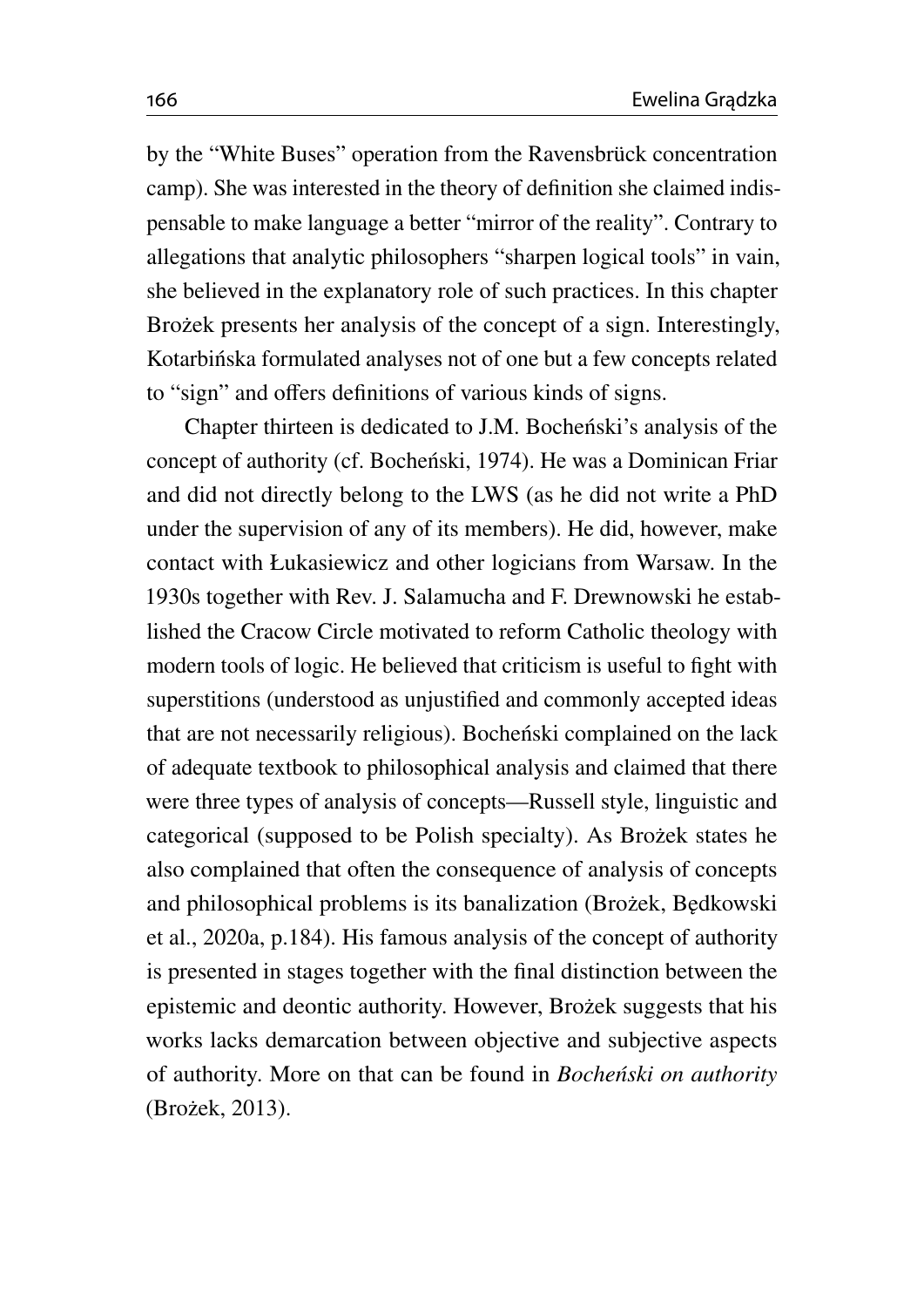by the "White Buses" operation from the Ravensbrück concentration camp). She was interested in the theory of definition she claimed indispensable to make language a better "mirror of the reality". Contrary to allegations that analytic philosophers "sharpen logical tools" in vain, she believed in the explanatory role of such practices. In this chapter Brożek presents her analysis of the concept of a sign. Interestingly, Kotarbińska formulated analyses not of one but a few concepts related to "sign" and offers definitions of various kinds of signs.

Chapter thirteen is dedicated to J.M. Bocheński's analysis of the concept of authority (cf. Bocheński, 1974). He was a Dominican Friar and did not directly belong to the LWS (as he did not write a PhD under the supervision of any of its members). He did, however, make contact with Łukasiewicz and other logicians from Warsaw. In the 1930s together with Rev. J. Salamucha and F. Drewnowski he established the Cracow Circle motivated to reform Catholic theology with modern tools of logic. He believed that criticism is useful to fight with superstitions (understood as unjustified and commonly accepted ideas that are not necessarily religious). Bocheński complained on the lack of adequate textbook to philosophical analysis and claimed that there were three types of analysis of concepts—Russell style, linguistic and categorical (supposed to be Polish specialty). As Brożek states he also complained that often the consequence of analysis of concepts and philosophical problems is its banalization (Brożek, Będkowski et al., 2020a, p.184). His famous analysis of the concept of authority is presented in stages together with the final distinction between the epistemic and deontic authority. However, Brożek suggests that his works lacks demarcation between objective and subjective aspects of authority. More on that can be found in *Bocheński on authority* (Brożek, 2013).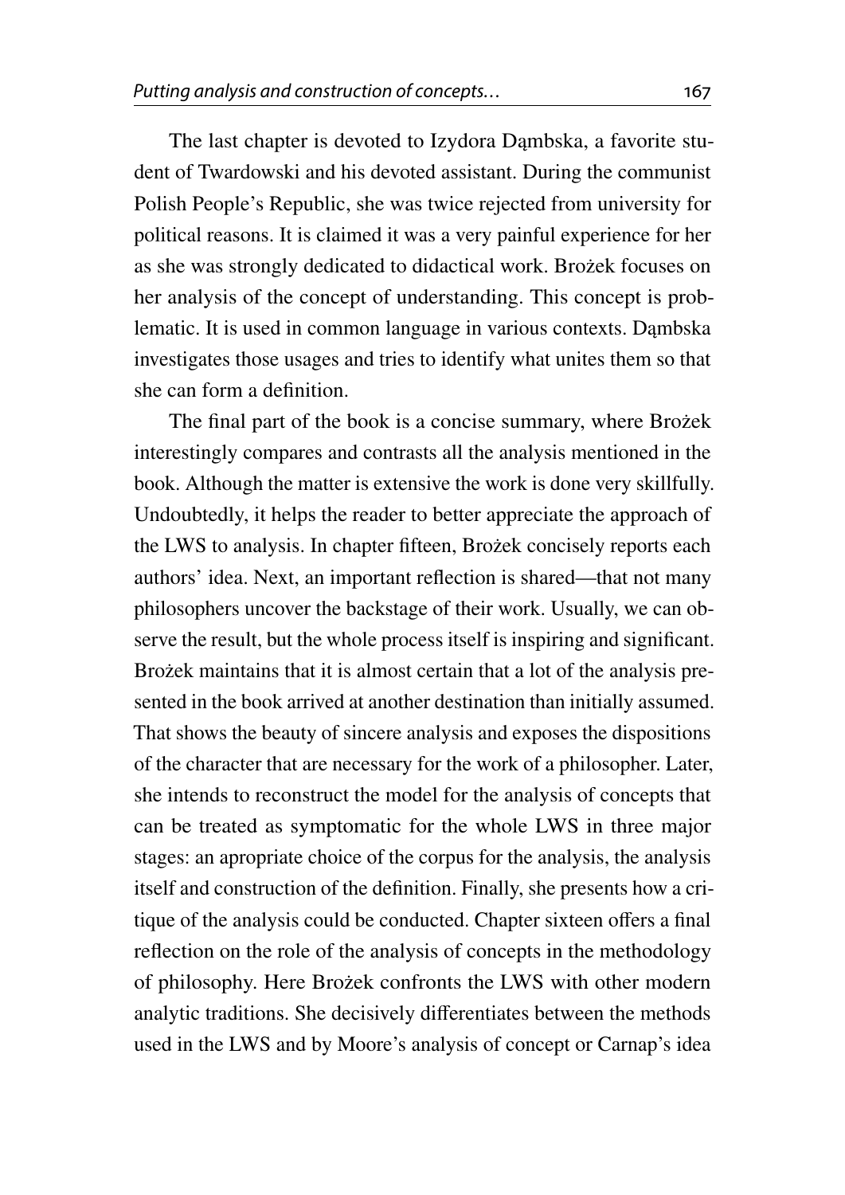The last chapter is devoted to Izydora Dąmbska, a favorite student of Twardowski and his devoted assistant. During the communist Polish People's Republic, she was twice rejected from university for political reasons. It is claimed it was a very painful experience for her as she was strongly dedicated to didactical work. Brożek focuses on her analysis of the concept of understanding. This concept is problematic. It is used in common language in various contexts. Dąmbska investigates those usages and tries to identify what unites them so that she can form a definition.

The final part of the book is a concise summary, where Brożek interestingly compares and contrasts all the analysis mentioned in the book. Although the matter is extensive the work is done very skillfully. Undoubtedly, it helps the reader to better appreciate the approach of the LWS to analysis. In chapter fifteen, Brożek concisely reports each authors' idea. Next, an important reflection is shared—that not many philosophers uncover the backstage of their work. Usually, we can observe the result, but the whole process itself is inspiring and significant. Brożek maintains that it is almost certain that a lot of the analysis presented in the book arrived at another destination than initially assumed. That shows the beauty of sincere analysis and exposes the dispositions of the character that are necessary for the work of a philosopher. Later, she intends to reconstruct the model for the analysis of concepts that can be treated as symptomatic for the whole LWS in three major stages: an apropriate choice of the corpus for the analysis, the analysis itself and construction of the definition. Finally, she presents how a critique of the analysis could be conducted. Chapter sixteen offers a final reflection on the role of the analysis of concepts in the methodology of philosophy. Here Brożek confronts the LWS with other modern analytic traditions. She decisively differentiates between the methods used in the LWS and by Moore's analysis of concept or Carnap's idea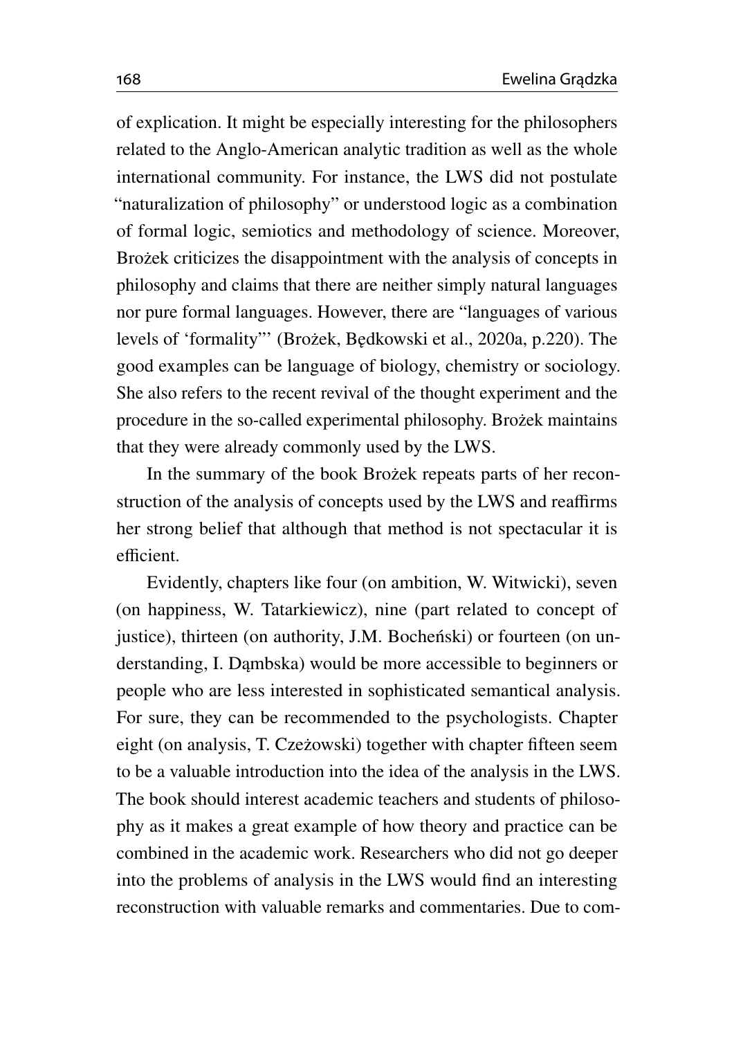of explication. It might be especially interesting for the philosophers related to the Anglo-American analytic tradition as well as the whole international community. For instance, the LWS did not postulate "naturalization of philosophy" or understood logic as a combination of formal logic, semiotics and methodology of science. Moreover, Brożek criticizes the disappointment with the analysis of concepts in philosophy and claims that there are neither simply natural languages nor pure formal languages. However, there are "languages of various levels of 'formality"' (Brożek, Będkowski et al., 2020a, p.220). The good examples can be language of biology, chemistry or sociology. She also refers to the recent revival of the thought experiment and the procedure in the so-called experimental philosophy. Brożek maintains that they were already commonly used by the LWS.

In the summary of the book Brożek repeats parts of her reconstruction of the analysis of concepts used by the LWS and reaffirms her strong belief that although that method is not spectacular it is efficient.

Evidently, chapters like four (on ambition, W. Witwicki), seven (on happiness, W. Tatarkiewicz), nine (part related to concept of justice), thirteen (on authority, J.M. Bocheński) or fourteen (on understanding, I. Dąmbska) would be more accessible to beginners or people who are less interested in sophisticated semantical analysis. For sure, they can be recommended to the psychologists. Chapter eight (on analysis, T. Czeżowski) together with chapter fifteen seem to be a valuable introduction into the idea of the analysis in the LWS. The book should interest academic teachers and students of philosophy as it makes a great example of how theory and practice can be combined in the academic work. Researchers who did not go deeper into the problems of analysis in the LWS would find an interesting reconstruction with valuable remarks and commentaries. Due to com-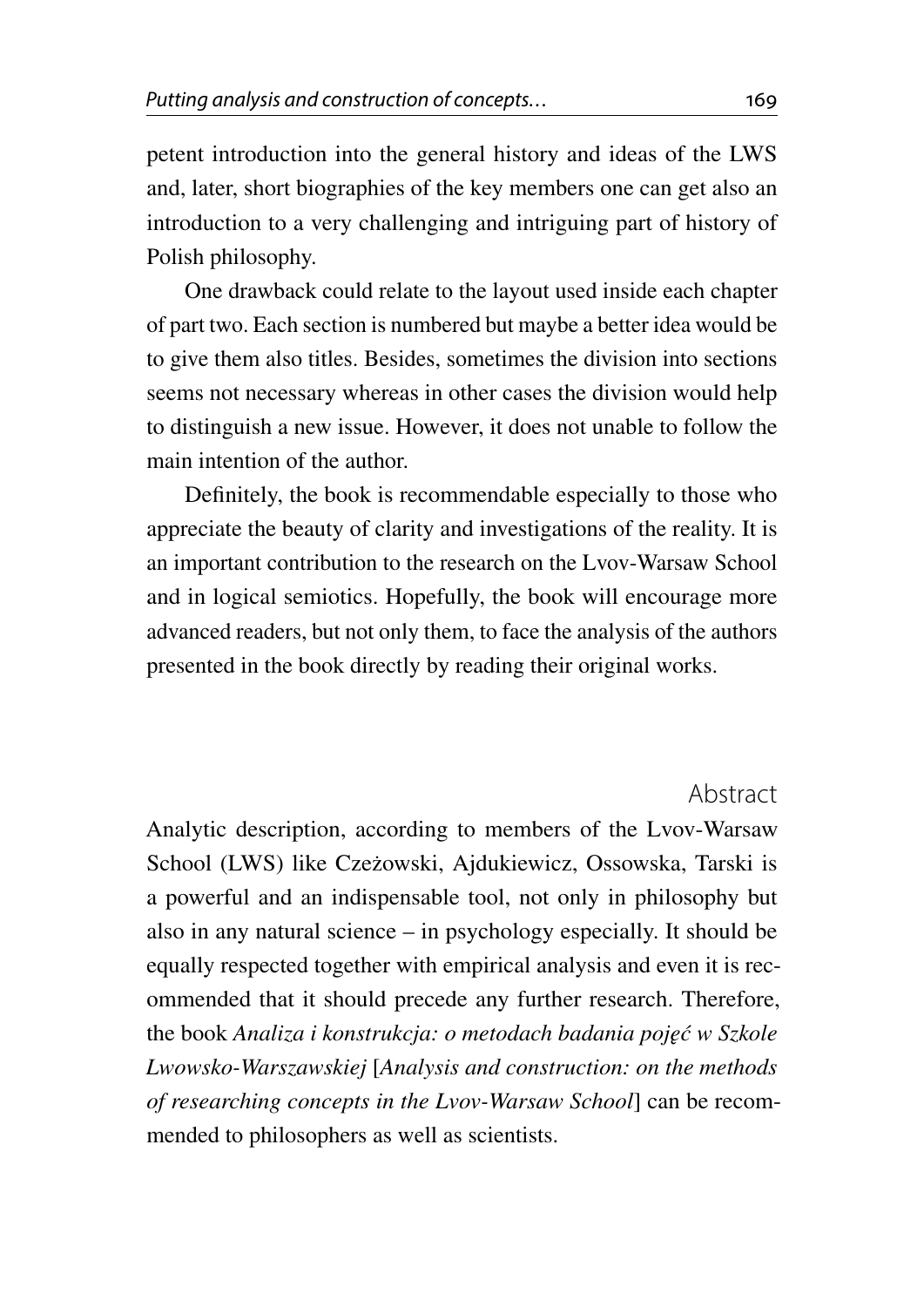petent introduction into the general history and ideas of the LWS and, later, short biographies of the key members one can get also an introduction to a very challenging and intriguing part of history of Polish philosophy.

One drawback could relate to the layout used inside each chapter of part two. Each section is numbered but maybe a better idea would be to give them also titles. Besides, sometimes the division into sections seems not necessary whereas in other cases the division would help to distinguish a new issue. However, it does not unable to follow the main intention of the author.

Definitely, the book is recommendable especially to those who appreciate the beauty of clarity and investigations of the reality. It is an important contribution to the research on the Lvov-Warsaw School and in logical semiotics. Hopefully, the book will encourage more advanced readers, but not only them, to face the analysis of the authors presented in the book directly by reading their original works.

## Abstract

Analytic description, according to members of the Lvov-Warsaw School (LWS) like Czeżowski, Ajdukiewicz, Ossowska, Tarski is a powerful and an indispensable tool, not only in philosophy but also in any natural science – in psychology especially. It should be equally respected together with empirical analysis and even it is recommended that it should precede any further research. Therefore, the book *Analiza i konstrukcja: o metodach badania pojęć w Szkole Lwowsko-Warszawskiej* [*Analysis and construction: on the methods of researching concepts in the Lvov-Warsaw School*] can be recommended to philosophers as well as scientists.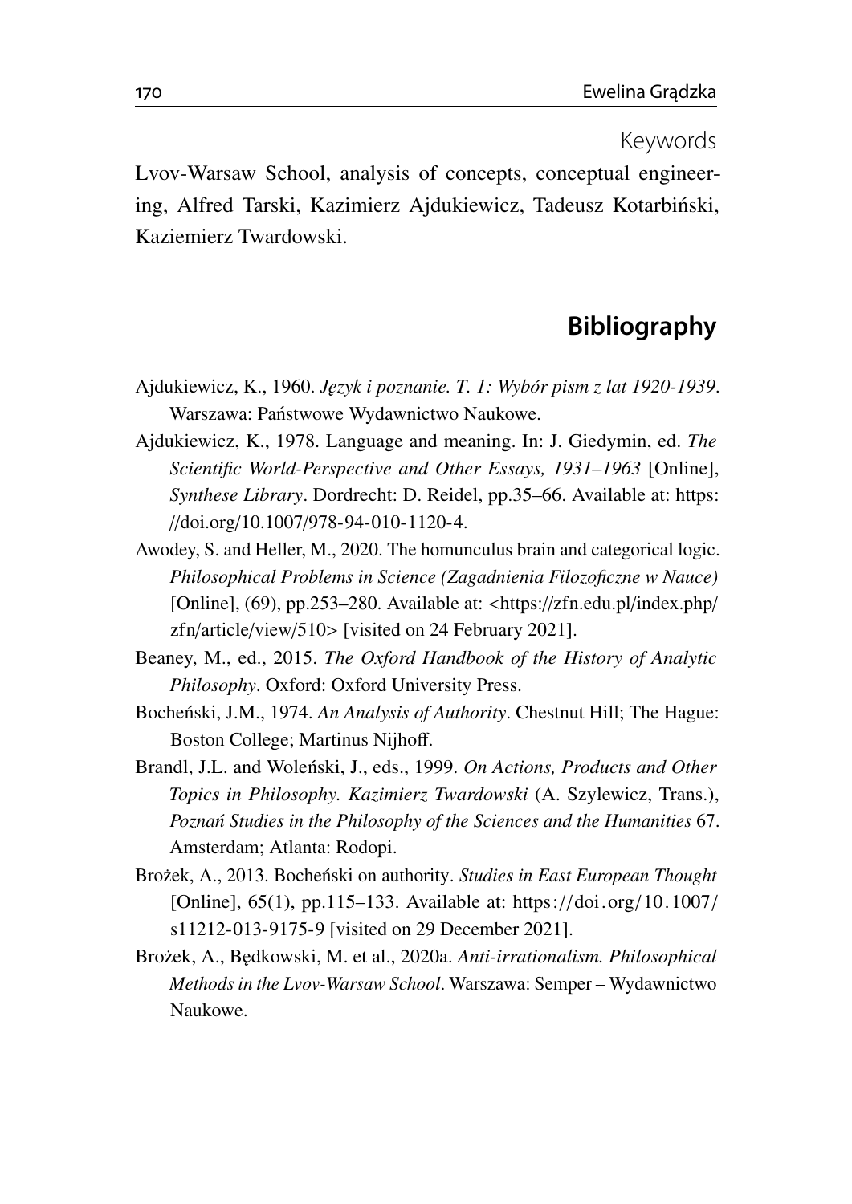## Keywords

Lvov-Warsaw School, analysis of concepts, conceptual engineering, Alfred Tarski, Kazimierz Ajdukiewicz, Tadeusz Kotarbiński, Kaziemierz Twardowski.

# Bibliography

Ajdukiewicz, K., 1960. *Język i poznanie. T. 1: Wybór pism z lat 1920-1939*. Warszawa: Państwowe Wydawnictwo Naukowe.

Ajdukiewicz, K., 1978. Language and meaning. In: J. Giedymin, ed. *The Scientific World-Perspective and Other Essays, 1931–1963* [Online], *Synthese Library*. Dordrecht: D. Reidel, pp.35–66. Available at: https://doi.org/10.1007/978-94-010-1120-4.

Awodey, S. and Heller, M., 2020. The homunculus brain and categorical logic. *Philosophical Problems in Science (Zagadnienia Filozoficzne w Nauce)* [Online], (69), pp.253–280. Available at: <https://zfn.edu.pl/index.php/zfn/article/view/510> [visited on 24 February 2021].

Beaney, M., ed., 2015. *The Oxford Handbook of the History of Analytic Philosophy*. Oxford: Oxford University Press.

Bocheński, J.M., 1974. *An Analysis of Authority*. Chestnut Hill; The Hague: Boston College; Martinus Nijhoff.

Brandl, J.L. and Woleński, J., eds., 1999. *On Actions, Products and Other Topics in Philosophy. Kazimierz Twardowski* (A. Szylewicz, Trans.), *Poznań Studies in the Philosophy of the Sciences and the Humanities* 67. Amsterdam; Atlanta: Rodopi.

Brożek, A., 2013. Bocheński on authority. *Studies in East European Thought* [Online], 65(1), pp.115–133. Available at: https://doi.org/10.1007/s11212-013-9175-9 [visited on 29 December 2021].

Brożek, A., Będkowski, M. et al., 2020a. *Anti-irrationalism. Philosophical Methods in the Lvov-Warsaw School*. Warszawa: Semper – Wydawnictwo Naukowe.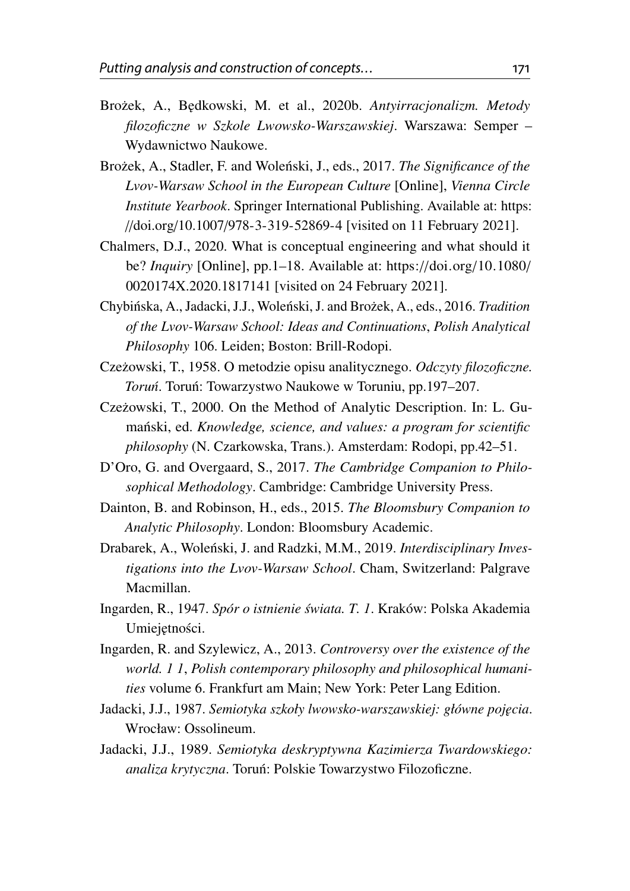Brożek, A., Będkowski, M. et al., 2020b. *Antyirracjonalizm. Metody filozoficzne w Szkole Lwowsko-Warszawskiej*. Warszawa: Semper – Wydawnictwo Naukowe.

Brożek, A., Stadler, F. and Woleński, J., eds., 2017. *The Significance of the Lvov-Warsaw School in the European Culture* [Online], *Vienna Circle Institute Yearbook*. Springer International Publishing. Available at: https://doi.org/10.1007/978-3-319-52869-4 [visited on 11 February 2021].

Chalmers, D.J., 2020. What is conceptual engineering and what should it be? *Inquiry* [Online], pp.1–18. Available at: https://doi.org/10.1080/0020174X.2020.1817141 [visited on 24 February 2021].

Chybińska, A., Jadacki, J.J., Woleński, J. and Brożek, A., eds., 2016. *Tradition of the Lvov-Warsaw School: Ideas and Continuations*, *Polish Analytical Philosophy* 106. Leiden; Boston: Brill-Rodopi.

Czeżowski, T., 1958. O metodzie opisu analitycznego. *Odczyty filozoficzne. Toruń*. Toruń: Towarzystwo Naukowe w Toruniu, pp.197–207.

Czeżowski, T., 2000. On the Method of Analytic Description. In: L. Gumański, ed. *Knowledge, science, and values: a program for scientific philosophy* (N. Czarkowska, Trans.). Amsterdam: Rodopi, pp.42–51.

D'Oro, G. and Overgaard, S., 2017. *The Cambridge Companion to Philosophical Methodology*. Cambridge: Cambridge University Press.

Dainton, B. and Robinson, H., eds., 2015. *The Bloomsbury Companion to Analytic Philosophy*. London: Bloomsbury Academic.

Drabarek, A., Woleński, J. and Radzki, M.M., 2019. *Interdisciplinary Investigations into the Lvov-Warsaw School*. Cham, Switzerland: Palgrave Macmillan.

Ingarden, R., 1947. *Spór o istnienie świata. T. 1*. Kraków: Polska Akademia Umiejętności.

Ingarden, R. and Szylewicz, A., 2013. *Controversy over the existence of the world. 1 1*, *Polish contemporary philosophy and philosophical humanities* volume 6. Frankfurt am Main; New York: Peter Lang Edition.

Jadacki, J.J., 1987. *Semiotyka szkoły lwowsko-warszawskiej: główne pojęcia*. Wrocław: Ossolineum.

Jadacki, J.J., 1989. *Semiotyka deskryptywna Kazimierza Twardowskiego: analiza krytyczna*. Toruń: Polskie Towarzystwo Filozoficzne.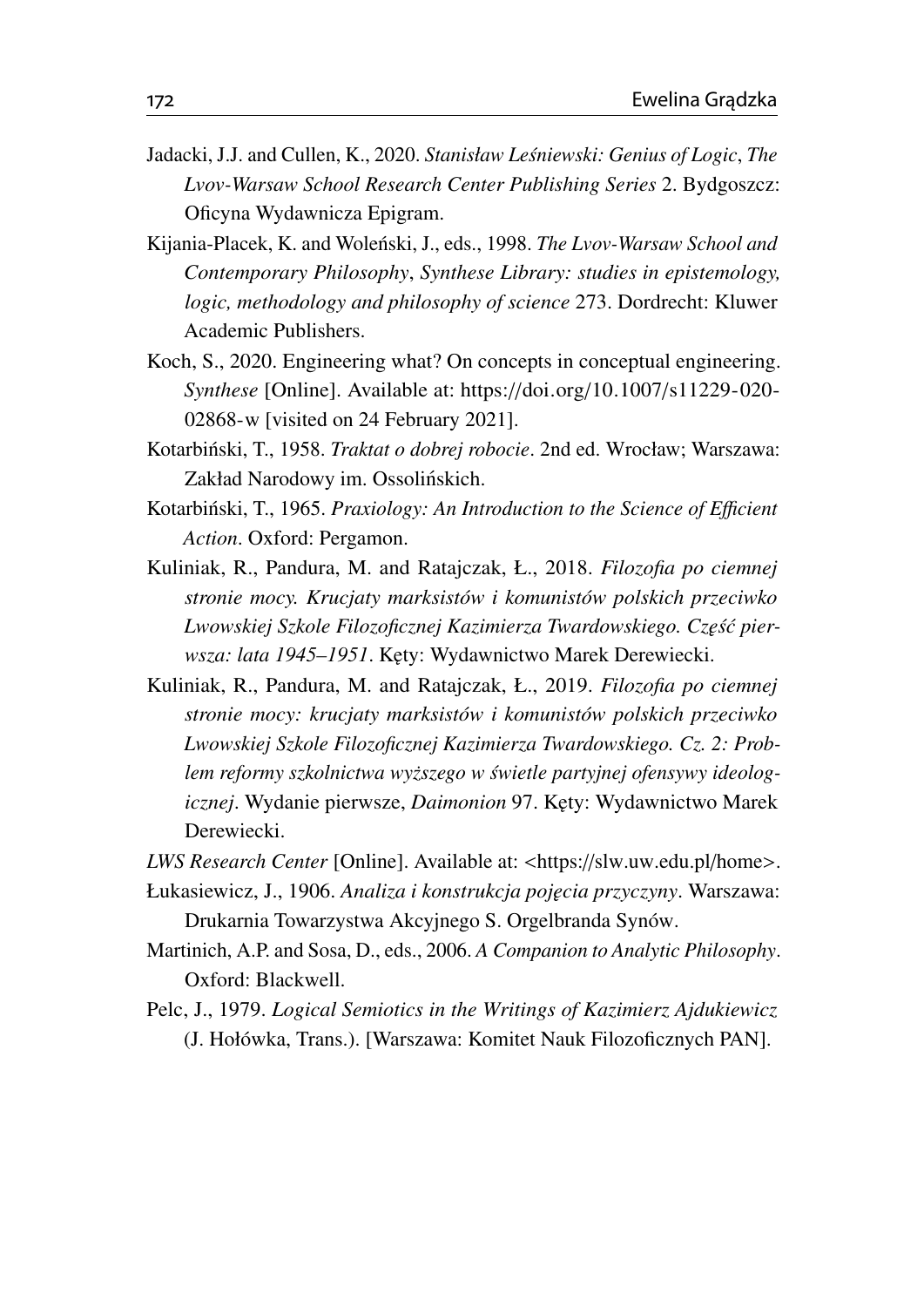Jadacki, J.J. and Cullen, K., 2020. *Stanisław Leśniewski: Genius of Logic*, *The Lvov-Warsaw School Research Center Publishing Series* 2. Bydgoszcz: Oficyna Wydawnicza Epigram.

Kijania-Placek, K. and Woleński, J., eds., 1998. *The Lvov-Warsaw School and Contemporary Philosophy*, *Synthese Library: studies in epistemology, logic, methodology and philosophy of science* 273. Dordrecht: Kluwer Academic Publishers.

Koch, S., 2020. Engineering what? On concepts in conceptual engineering. *Synthese* [Online]. Available at: https://doi.org/10.1007/s11229-020-02868-w [visited on 24 February 2021].

Kotarbiński, T., 1958. *Traktat o dobrej robocie*. 2nd ed. Wrocław; Warszawa: Zakład Narodowy im. Ossolińskich.

Kotarbiński, T., 1965. *Praxiology: An Introduction to the Science of Efficient Action*. Oxford: Pergamon.

Kuliniak, R., Pandura, M. and Ratajczak, Ł., 2018. *Filozofia po ciemnej stronie mocy. Krucjaty marksistów i komunistów polskich przeciwko Lwowskiej Szkole Filozoficznej Kazimierza Twardowskiego. Część pierwsza: lata 1945–1951*. Kęty: Wydawnictwo Marek Derewiecki.

Kuliniak, R., Pandura, M. and Ratajczak, Ł., 2019. *Filozofia po ciemnej stronie mocy: krucjaty marksistów i komunistów polskich przeciwko Lwowskiej Szkole Filozoficznej Kazimierza Twardowskiego. Cz. 2: Problem reformy szkolnictwa wyższego w świetle partyjnej ofensywy ideologicznej*. Wydanie pierwsze, *Daimonion* 97. Kęty: Wydawnictwo Marek Derewiecki.

*LWS Research Center* [Online]. Available at: <https://slw.uw.edu.pl/home>.

Łukasiewicz, J., 1906. *Analiza i konstrukcja pojęcia przyczyny*. Warszawa: Drukarnia Towarzystwa Akcyjnego S. Orgelbranda Synów.

Martinich, A.P. and Sosa, D., eds., 2006. *A Companion to Analytic Philosophy*. Oxford: Blackwell.

Pelc, J., 1979. *Logical Semiotics in the Writings of Kazimierz Ajdukiewicz* (J. Hołówka, Trans.). [Warszawa: Komitet Nauk Filozoficznych PAN].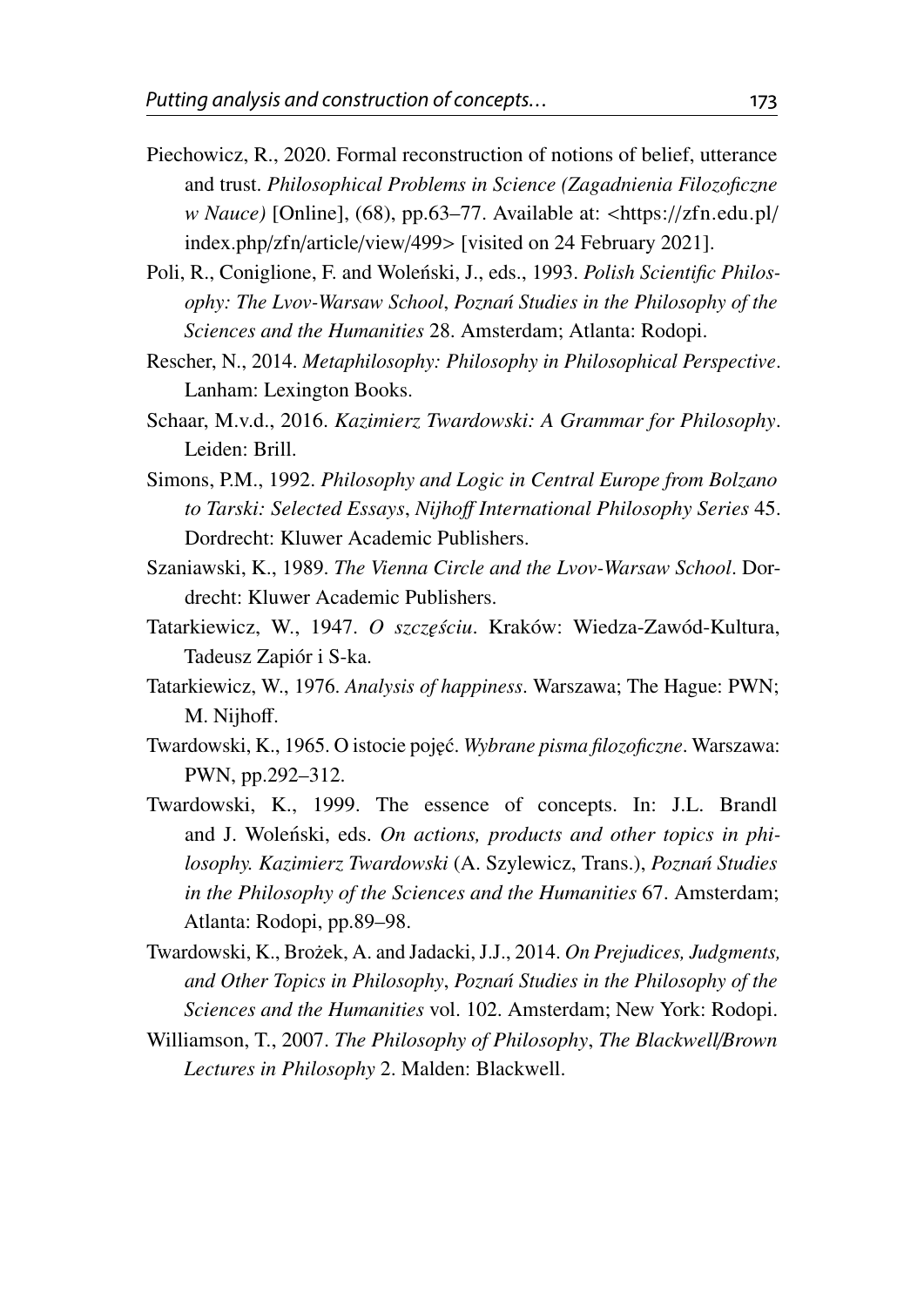Piechowicz, R., 2020. Formal reconstruction of notions of belief, utterance and trust. *Philosophical Problems in Science (Zagadnienia Filozoficzne w Nauce)* [Online], (68), pp.63–77. Available at: <https://zfn.edu.pl/index.php/zfn/article/view/499> [visited on 24 February 2021].

Poli, R., Coniglione, F. and Woleński, J., eds., 1993. *Polish Scientific Philosophy: The Lvov-Warsaw School*, *Poznań Studies in the Philosophy of the Sciences and the Humanities* 28. Amsterdam; Atlanta: Rodopi.

Rescher, N., 2014. *Metaphilosophy: Philosophy in Philosophical Perspective*. Lanham: Lexington Books.

Schaar, M.v.d., 2016. *Kazimierz Twardowski: A Grammar for Philosophy*. Leiden: Brill.

Simons, P.M., 1992. *Philosophy and Logic in Central Europe from Bolzano to Tarski: Selected Essays*, *Nijhoff International Philosophy Series* 45. Dordrecht: Kluwer Academic Publishers.

Szaniawski, K., 1989. *The Vienna Circle and the Lvov-Warsaw School*. Dordrecht: Kluwer Academic Publishers.

Tatarkiewicz, W., 1947. *O szczęściu*. Kraków: Wiedza-Zawód-Kultura, Tadeusz Zapiór i S-ka.

Tatarkiewicz, W., 1976. *Analysis of happiness*. Warszawa; The Hague: PWN; M. Nijhoff.

Twardowski, K., 1965. O istocie pojęć. *Wybrane pisma filozoficzne*. Warszawa: PWN, pp.292–312.

Twardowski, K., 1999. The essence of concepts. In: J.L. Brandl and J. Woleński, eds. *On actions, products and other topics in philosophy. Kazimierz Twardowski* (A. Szylewicz, Trans.), *Poznań Studies in the Philosophy of the Sciences and the Humanities* 67. Amsterdam; Atlanta: Rodopi, pp.89–98.

Twardowski, K., Brożek, A. and Jadacki, J.J., 2014. *On Prejudices, Judgments, and Other Topics in Philosophy*, *Poznań Studies in the Philosophy of the Sciences and the Humanities* vol. 102. Amsterdam; New York: Rodopi.

Williamson, T., 2007. *The Philosophy of Philosophy*, *The Blackwell/Brown Lectures in Philosophy* 2. Malden: Blackwell.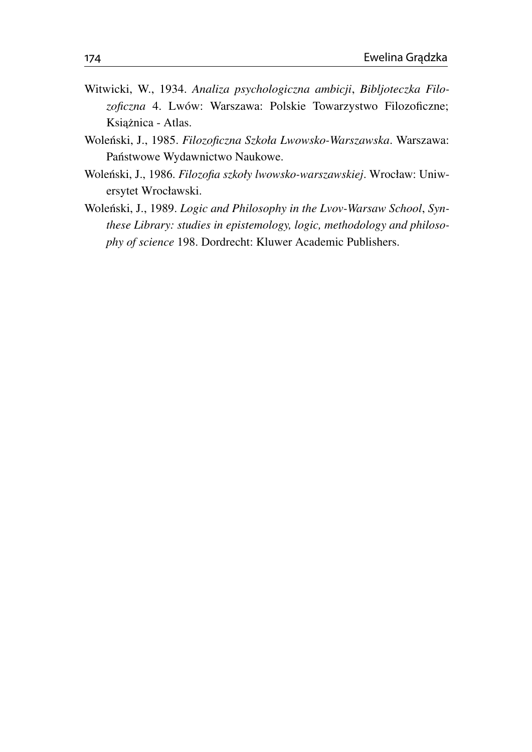Witwicki, W., 1934. *Analiza psychologiczna ambicji*, *Bibljoteczka Filozoficzna* 4. Lwów: Warszawa: Polskie Towarzystwo Filozoficzne; Książnica - Atlas.

Woleński, J., 1985. *Filozoficzna Szkoła Lwowsko-Warszawska*. Warszawa: Państwowe Wydawnictwo Naukowe.

Woleński, J., 1986. *Filozofia szkoły lwowsko-warszawskiej*. Wrocław: Uniwersytet Wrocławski.

Woleński, J., 1989. *Logic and Philosophy in the Lvov-Warsaw School*, *Synthese Library: studies in epistemology, logic, methodology and philosophy of science* 198. Dordrecht: Kluwer Academic Publishers.